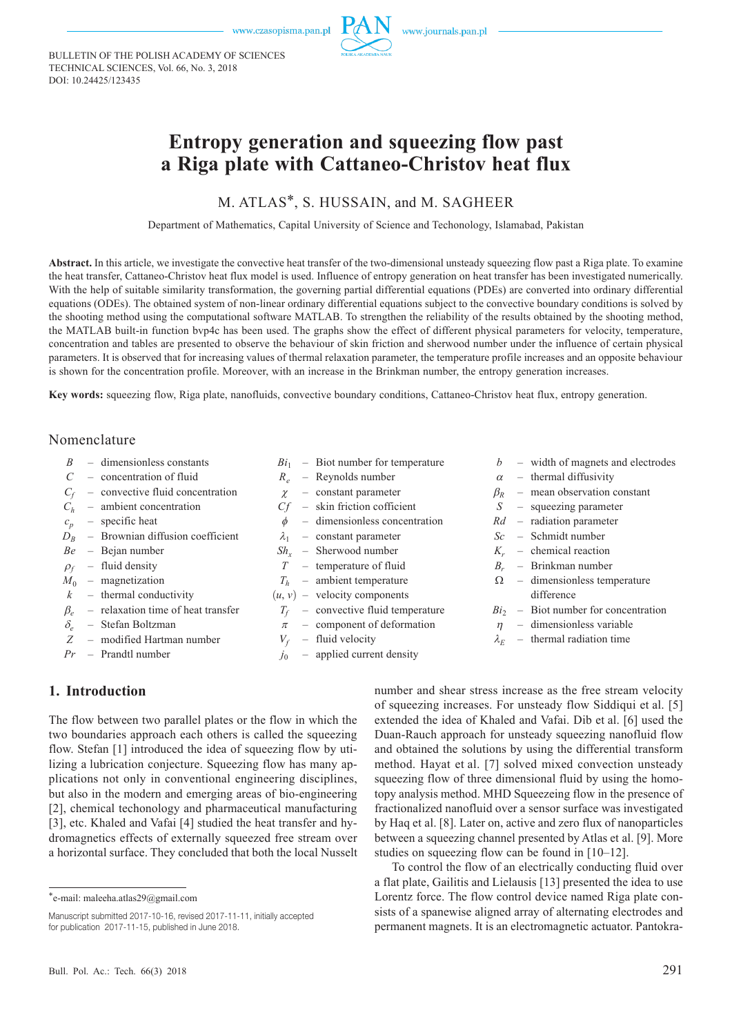BULLETIN OF THE POLISH ACADEMY OF SCIENCES
TECHNICAL SCIENCES, Vol. 66, No. 3, 2018
DOI: 10.24425/123435

# Entropy generation and squeezing flow past a Riga plate with Cattaneo-Christov heat flux

M. ATLAS*, S. HUSSAIN, and M. SAGHEER

Department of Mathematics, Capital University of Science and Techonology, Islamabad, Pakistan

**Abstract.** In this article, we investigate the convective heat transfer of the two-dimensional unsteady squeezing flow past a Riga plate. To examine the heat transfer, Cattaneo-Christov heat flux model is used. Influence of entropy generation on heat transfer has been investigated numerically. With the help of suitable similarity transformation, the governing partial differential equations (PDEs) are converted into ordinary differential equations (ODEs). The obtained system of non-linear ordinary differential equations subject to the convective boundary conditions is solved by the shooting method using the computational software MATLAB. To strengthen the reliability of the results obtained by the shooting method, the MATLAB built-in function bvp4c has been used. The graphs show the effect of different physical parameters for velocity, temperature, concentration and tables are presented to observe the behaviour of skin friction and sherwood number under the influence of certain physical parameters. It is observed that for increasing values of thermal relaxation parameter, the temperature profile increases and an opposite behaviour is shown for the concentration profile. Moreover, with an increase in the Brinkman number, the entropy generation increases.

**Key words:** squeezing flow, Riga plate, nanofluids, convective boundary conditions, Cattaneo-Christov heat flux, entropy generation.

## Nomenclature

| | | | | | |
|---|---|---|---|---|---|
| $B$ | – dimensionless constants | $Bi_1$ | – Biot number for temperature | $b$ | – width of magnets and electrodes |
| $C$ | – concentration of fluid | $R_e$ | – Reynolds number | $\alpha$ | – thermal diffusivity |
| $C_f$ | – convective fluid concentration | $\chi$ | – constant parameter | $\beta_R$ | – mean observation constant |
| $C_h$ | – ambient concentration | $Cf$ | – skin friction coefficient | $S$ | – squeezing parameter |
| $c_p$ | – specific heat | $\phi$ | – dimensionless concentration | $Rd$ | – radiation parameter |
| $D_B$ | – Brownian diffusion coefficient | $\lambda_1$ | – constant parameter | $Sc$ | – Schmidt number |
| $Be$ | – Bejan number | $Sh_x$ | – Sherwood number | $K_r$ | – chemical reaction |
| $\rho_f$ | – fluid density | $T$ | – temperature of fluid | $B_r$ | – Brinkman number |
| $M_0$ | – magnetization | $T_h$ | – ambient temperature | $\Omega$ | – dimensionless temperature difference |
| $k$ | – thermal conductivity | $(u, v)$ | – velocity components | | |
| $\beta_e$ | – relaxation time of heat transfer | $T_f$ | – convective fluid temperature | $Bi_2$ | – Biot number for concentration |
| $\delta_e$ | – Stefan Boltzman | $\pi$ | – component of deformation | $\eta$ | – dimensionless variable |
| $Z$ | – modified Hartman number | $V_f$ | – fluid velocity | $\lambda_E$ | – thermal radiation time |
| $Pr$ | – Prandtl number | $j_0$ | – applied current density | | |

## 1. Introduction

The flow between two parallel plates or the flow in which the two boundaries approach each others is called the squeezing flow. Stefan [1] introduced the idea of squeezing flow by utilizing a lubrication conjecture. Squeezing flow has many applications not only in conventional engineering disciplines, but also in the modern and emerging areas of bio-engineering [2], chemical techonology and pharmaceutical manufacturing [3], etc. Khaled and Vafai [4] studied the heat transfer and hydromagnetics effects of externally squeezed free stream over a horizontal surface. They concluded that both the local Nusselt number and shear stress increase as the free stream velocity of squeezing increases. For unsteady flow Siddiqui et al. [5] extended the idea of Khaled and Vafai. Dib et al. [6] used the Duan-Rauch approach for unsteady squeezing nanofluid flow and obtained the solutions by using the differential transform method. Hayat et al. [7] solved mixed convection unsteady squeezing flow of three dimensional fluid by using the homotopy analysis method. MHD Squeezeing flow in the presence of fractionalized nanofluid over a sensor surface was investigated by Haq et al. [8]. Later on, active and zero flux of nanoparticles between a squeezing channel presented by Atlas et al. [9]. More studies on squeezing flow can be found in [10–12].

To control the flow of an electrically conducting fluid over a flat plate, Gailitis and Lielausis [13] presented the idea to use Lorentz force. The flow control device named Riga plate consists of a spanewise aligned array of alternating electrodes and permanent magnets. It is an electromagnetic actuator. Pantokra-

*e-mail: maleeha.atlas29@gmail.com

Manuscript submitted 2017-10-16, revised 2017-11-11, initially accepted for publication 2017-11-15, published in June 2018.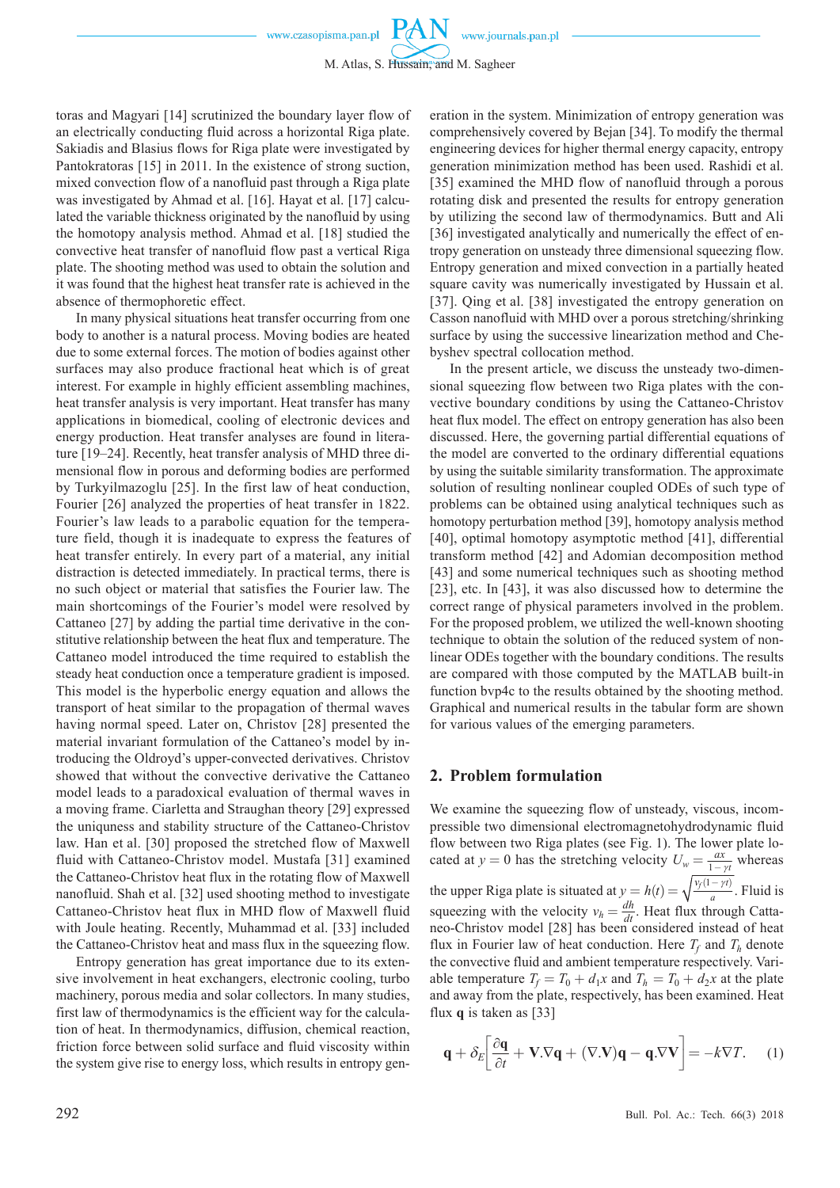toras and Magyari [14] scrutinized the boundary layer flow of an electrically conducting fluid across a horizontal Riga plate. Sakiadis and Blasius flows for Riga plate were investigated by Pantokratoras [15] in 2011. In the existence of strong suction, mixed convection flow of a nanofluid past through a Riga plate was investigated by Ahmad et al. [16]. Hayat et al. [17] calculated the variable thickness originated by the nanofluid by using the homotopy analysis method. Ahmad et al. [18] studied the convective heat transfer of nanofluid flow past a vertical Riga plate. The shooting method was used to obtain the solution and it was found that the highest heat transfer rate is achieved in the absence of thermophoretic effect.

In many physical situations heat transfer occurring from one body to another is a natural process. Moving bodies are heated due to some external forces. The motion of bodies against other surfaces may also produce fractional heat which is of great interest. For example in highly efficient assembling machines, heat transfer analysis is very important. Heat transfer has many applications in biomedical, cooling of electronic devices and energy production. Heat transfer analyses are found in literature [19–24]. Recently, heat transfer analysis of MHD three dimensional flow in porous and deforming bodies are performed by Turkyilmazoglu [25]. In the first law of heat conduction, Fourier [26] analyzed the properties of heat transfer in 1822. Fourier's law leads to a parabolic equation for the temperature field, though it is inadequate to express the features of heat transfer entirely. In every part of a material, any initial distraction is detected immediately. In practical terms, there is no such object or material that satisfies the Fourier law. The main shortcomings of the Fourier's model were resolved by Cattaneo [27] by adding the partial time derivative in the constitutive relationship between the heat flux and temperature. The Cattaneo model introduced the time required to establish the steady heat conduction once a temperature gradient is imposed. This model is the hyperbolic energy equation and allows the transport of heat similar to the propagation of thermal waves having normal speed. Later on, Christov [28] presented the material invariant formulation of the Cattaneo's model by introducing the Oldroyd's upper-convected derivatives. Christov showed that without the convective derivative the Cattaneo model leads to a paradoxical evaluation of thermal waves in a moving frame. Ciarletta and Straughan theory [29] expressed the uniqueness and stability structure of the Cattaneo-Christov law. Han et al. [30] proposed the stretched flow of Maxwell fluid with Cattaneo-Christov model. Mustafa [31] examined the Cattaneo-Christov heat flux in the rotating flow of Maxwell nanofluid. Shah et al. [32] used shooting method to investigate Cattaneo-Christov heat flux in MHD flow of Maxwell fluid with Joule heating. Recently, Muhammad et al. [33] included the Cattaneo-Christov heat and mass flux in the squeezing flow.

Entropy generation has great importance due to its extensive involvement in heat exchangers, electronic cooling, turbo machinery, porous media and solar collectors. In many studies, first law of thermodynamics is the efficient way for the calculation of heat. In thermodynamics, diffusion, chemical reaction, friction force between solid surface and fluid viscosity within the system give rise to energy loss, which results in entropy generation in the system. Minimization of entropy generation was comprehensively covered by Bejan [34]. To modify the thermal engineering devices for higher thermal energy capacity, entropy generation minimization method has been used. Rashidi et al. [35] examined the MHD flow of nanofluid through a porous rotating disk and presented the results for entropy generation by utilizing the second law of thermodynamics. Butt and Ali [36] investigated analytically and numerically the effect of entropy generation on unsteady three dimensional squeezing flow. Entropy generation and mixed convection in a partially heated square cavity was numerically investigated by Hussain et al. [37]. Qing et al. [38] investigated the entropy generation on Casson nanofluid with MHD over a porous stretching/shrinking surface by using the successive linearization method and Chebyshev spectral collocation method.

In the present article, we discuss the unsteady two-dimensional squeezing flow between two Riga plates with the convective boundary conditions by using the Cattaneo-Christov heat flux model. The effect on entropy generation has also been discussed. Here, the governing partial differential equations of the model are converted to the ordinary differential equations by using the suitable similarity transformation. The approximate solution of resulting nonlinear coupled ODEs of such type of problems can be obtained using analytical techniques such as homotopy perturbation method [39], homotopy analysis method [40], optimal homotopy asymptotic method [41], differential transform method [42] and Adomian decomposition method [43] and some numerical techniques such as shooting method [23], etc. In [43], it was also discussed how to determine the correct range of physical parameters involved in the problem. For the proposed problem, we utilized the well-known shooting technique to obtain the solution of the reduced system of nonlinear ODEs together with the boundary conditions. The results are compared with those computed by the MATLAB built-in function bvp4c to the results obtained by the shooting method. Graphical and numerical results in the tabular form are shown for various values of the emerging parameters.

## 2. Problem formulation

We examine the squeezing flow of unsteady, viscous, incompressible two dimensional electromagnetohydrodynamic fluid flow between two Riga plates (see Fig. 1). The lower plate located at $y = 0$ has the stretching velocity $U_w = \frac{ax}{1-\gamma t}$ whereas the upper Riga plate is situated at $y = h(t) = \sqrt{\frac{v_f(1-\gamma t)}{a}}$. Fluid is squeezing with the velocity $v_h = \frac{dh}{dt}$. Heat flux through Cattaneo-Christov model [28] has been considered instead of heat flux in Fourier law of heat conduction. Here $T_f$ and $T_h$ denote the convective fluid and ambient temperature respectively. Variable temperature $T_f = T_0 + d_1 x$ and $T_h = T_0 + d_2 x$ at the plate and away from the plate, respectively, has been examined. Heat flux $\mathbf{q}$ is taken as [33]

$$\mathbf{q} + \delta_E \left[ \frac{\partial \mathbf{q}}{\partial t} + \mathbf{V}.\nabla\mathbf{q} + (\nabla.\mathbf{V})\mathbf{q} - \mathbf{q}.\nabla\mathbf{V} \right] = -k\nabla T. \qquad (1)$$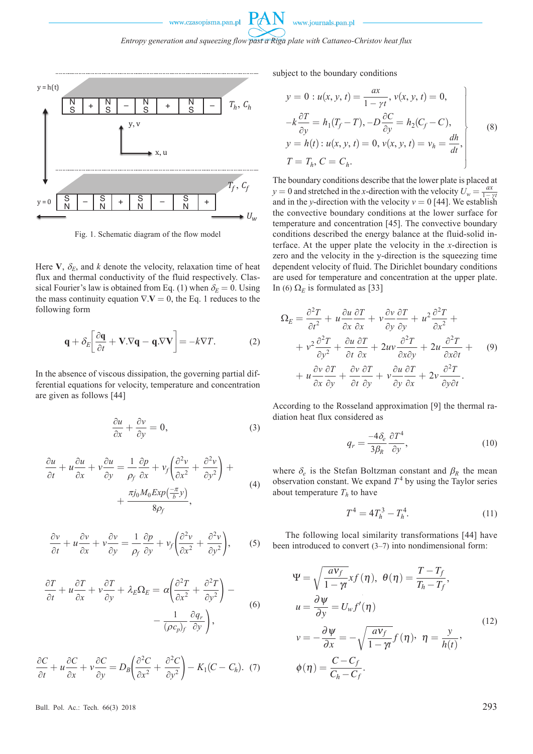Fig. 1. Schematic diagram of the flow model

Here $\mathbf{V}$, $\delta_E$, and $k$ denote the velocity, relaxation time of heat flux and thermal conductivity of the fluid respectively. Classical Fourier's law is obtained from Eq. (1) when $\delta_E = 0$. Using the mass continuity equation $\nabla.\mathbf{V} = 0$, the Eq. 1 reduces to the following form

$$\mathbf{q} + \delta_E\left[\frac{\partial \mathbf{q}}{\partial t} + \mathbf{V}.\nabla\mathbf{q} - \mathbf{q}.\nabla\mathbf{V}\right] = -k\nabla T. \tag{2}$$

In the absence of viscous dissipation, the governing partial differential equations for velocity, temperature and concentration are given as follows [44]

$$\frac{\partial u}{\partial x} + \frac{\partial v}{\partial y} = 0, \tag{3}$$

$$\frac{\partial u}{\partial t} + u\frac{\partial u}{\partial x} + v\frac{\partial u}{\partial y} = \frac{1}{\rho_f}\frac{\partial p}{\partial x} + \nu_f\left(\frac{\partial^2 v}{\partial x^2} + \frac{\partial^2 v}{\partial y^2}\right) + \frac{\pi j_0 M_0 Exp\left(\frac{-\pi}{b}y\right)}{8\rho_f}, \tag{4}$$

$$\frac{\partial v}{\partial t} + u\frac{\partial v}{\partial x} + v\frac{\partial v}{\partial y} = -\frac{1}{\rho_f}\frac{\partial p}{\partial y} + \nu_f\left(\frac{\partial^2 v}{\partial x^2} + \frac{\partial^2 v}{\partial y^2}\right), \tag{5}$$

$$\frac{\partial T}{\partial t} + u\frac{\partial T}{\partial x} + v\frac{\partial T}{\partial y} + \lambda_E\Omega_E = \alpha\left(\frac{\partial^2 T}{\partial x^2} + \frac{\partial^2 T}{\partial y^2}\right) - \frac{1}{(\rho c_p)_f}\frac{\partial q_r}{\partial y}\Bigg), \tag{6}$$

$$\frac{\partial C}{\partial t} + u\frac{\partial C}{\partial x} + v\frac{\partial C}{\partial y} = D_B\left(\frac{\partial^2 C}{\partial x^2} + \frac{\partial^2 C}{\partial y^2}\right) - K_1(C - C_h). \tag{7}$$

subject to the boundary conditions

$$\left.\begin{aligned} & y = 0 : u(x, y, t) = \frac{ax}{1-\gamma t},\ v(x, y, t) = 0, \\ & -k\frac{\partial T}{\partial y} = h_1(T_f - T), -D\frac{\partial C}{\partial y} = h_2(C_f - C), \\ & y = h(t) : u(x, y, t) = 0,\ v(x, y, t) = v_h = \frac{dh}{dt}, \\ & T = T_h,\ C = C_h. \end{aligned}\right\} \tag{8}$$

The boundary conditions describe that the lower plate is placed at $y = 0$ and stretched in the $x$-direction with the velocity $U_w = \frac{ax}{1-\gamma t}$ and in the $y$-direction with the velocity $v = 0$ [44]. We establish the convective boundary conditions at the lower surface for temperature and concentration [45]. The convective boundary conditions described the energy balance at the fluid-solid interface. At the upper plate the velocity in the $x$-direction is zero and the velocity in the y-direction is the squeezing time dependent velocity of fluid. The Dirichlet boundary conditions are used for temperature and concentration at the upper plate. In (6) $\Omega_E$ is formulated as [33]

$$\begin{aligned} \Omega_E = & \frac{\partial^2 T}{\partial t^2} + u\frac{\partial u}{\partial x}\frac{\partial T}{\partial x} + v\frac{\partial v}{\partial y}\frac{\partial T}{\partial y} + u^2\frac{\partial^2 T}{\partial x^2} + \\ & + v^2\frac{\partial^2 T}{\partial y^2} + \frac{\partial u}{\partial t}\frac{\partial T}{\partial x} + 2uv\frac{\partial^2 T}{\partial x \partial y} + 2u\frac{\partial^2 T}{\partial x \partial t} + \\ & + u\frac{\partial v}{\partial x}\frac{\partial T}{\partial y} + \frac{\partial v}{\partial t}\frac{\partial T}{\partial y} + v\frac{\partial u}{\partial y}\frac{\partial T}{\partial x} + 2v\frac{\partial^2 T}{\partial y \partial t}. \end{aligned} \tag{9}$$

According to the Rosseland approximation [9] the thermal radiation heat flux considered as

$$q_r = \frac{-4\delta_e}{3\beta_R}\frac{\partial T^4}{\partial y}, \tag{10}$$

where $\delta_e$ is the Stefan Boltzman constant and $\beta_R$ the mean observation constant. We expand $T^4$ by using the Taylor series about temperature $T_h$ to have

$$T^4 = 4T_h^3 - T_h^4. \tag{11}$$

The following local similarity transformations [44] have been introduced to convert (3–7) into nondimensional form:

$$\begin{aligned} & \Psi = \sqrt{\frac{a\nu_f}{1-\gamma t}}xf(\eta),\ \theta(\eta) = \frac{T - T_f}{T_h - T_f}, \\ & u = \frac{\partial \psi}{\partial y} = U_w f'(\eta) \\ & v = -\frac{\partial \psi}{\partial x} = -\sqrt{\frac{a\nu_f}{1-\gamma t}}f(\eta),\ \eta = \frac{y}{h(t)}, \\ & \phi(\eta) = \frac{C - C_f}{C_h - C_f}. \end{aligned} \tag{12}$$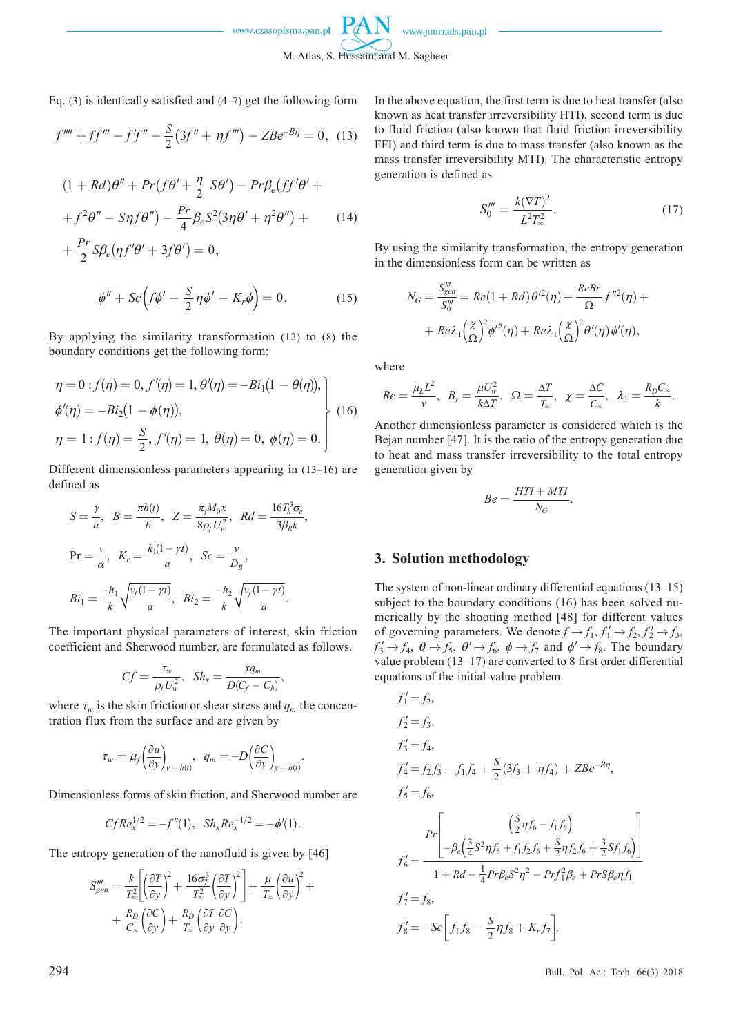Eq. (3) is identically satisfied and (4–7) get the following form

$$f'''' + ff''' - f'f'' - \frac{S}{2}\left(3f'' + \eta f'''\right) - ZBe^{-B\eta} = 0, \quad (13)$$

$$(1+Rd)\theta'' + Pr\left(f\theta' + \frac{\eta}{2}\, S\theta'\right) - Pr\beta_e\left(ff'\theta' + \right.$$
$$\left. + f^2\theta'' - S\eta f\theta''\right) - \frac{Pr}{4}\beta_e S^2\left(3\eta\theta' + \eta^2\theta''\right) + \quad (14)$$
$$+ \frac{Pr}{2}S\beta_e\left(\eta f'\theta' + 3f\theta'\right) = 0,$$

$$\phi'' + Sc\left(f\phi' - \frac{S}{2}\eta\phi' - K_r\phi\right) = 0. \quad (15)$$

By applying the similarity transformation (12) to (8) the boundary conditions get the following form:

$$\left.\begin{aligned} &\eta = 0: f(\eta) = 0,\ f'(\eta) = 1,\ \theta'(\eta) = -Bi_1\left(1 - \theta(\eta)\right), \\ &\phi'(\eta) = -Bi_2\left(1 - \phi(\eta)\right), \\ &\eta = 1: f(\eta) = \frac{S}{2},\ f'(\eta) = 1,\ \theta(\eta) = 0,\ \phi(\eta) = 0. \end{aligned}\right\} \quad (16)$$

Different dimensionless parameters appearing in (13–16) are defined as

$$S = \frac{\gamma}{a},\quad B = \frac{\pi h(t)}{b},\quad Z = \frac{\pi_j M_0 x}{8\rho_f U_w^2},\quad Rd = \frac{16 T_h^3 \sigma_e}{3\beta_R k},$$

$$\Pr = \frac{v}{\alpha},\quad K_r = \frac{k_1(1-\gamma t)}{a},\quad Sc = \frac{v}{D_B},$$

$$Bi_1 = \frac{-h_1}{k}\sqrt{\frac{v_f(1-\gamma t)}{a}},\quad Bi_2 = \frac{-h_2}{k}\sqrt{\frac{v_f(1-\gamma t)}{a}}.$$

The important physical parameters of interest, skin friction coefficient and Sherwood number, are formulated as follows.

$$Cf = \frac{\tau_w}{\rho_f U_w^2},\quad Sh_x = \frac{xq_m}{D(C_f - C_h)},$$

where $\tau_w$ is the skin friction or shear stress and $q_m$ the concentration flux from the surface and are given by

$$\tau_w = \mu_f\left(\frac{\partial u}{\partial y}\right)_{y=h(t)},\quad q_m = -D\left(\frac{\partial C}{\partial y}\right)_{y=h(t)}.$$

Dimensionless forms of skin friction, and Sherwood number are

$$CfRe_x^{1/2} = -f''(1),\quad Sh_x Re_x^{-1/2} = -\phi'(1).$$

The entropy generation of the nanofluid is given by [46]

$$S_{gen}''' = \frac{k}{T_\infty^2}\left[\left(\frac{\partial T}{\partial y}\right)^2 + \frac{16\sigma_T^3}{T_\infty^2}\left(\frac{\partial T}{\partial y}\right)^2\right] + \frac{\mu}{T_\infty}\left(\frac{\partial u}{\partial y}\right)^2 +$$
$$+ \frac{R_D}{C_\infty}\left(\frac{\partial C}{\partial y}\right) + \frac{R_D}{T_\infty}\left(\frac{\partial T}{\partial y}\frac{\partial C}{\partial y}\right).$$

In the above equation, the first term is due to heat transfer (also known as heat transfer irreversibility HTI), second term is due to fluid friction (also known that fluid friction irreversibility FFI) and third term is due to mass transfer (also known as the mass transfer irreversibility MTI). The characteristic entropy generation is defined as

$$S_0''' = \frac{k(\nabla T)^2}{L^2 T_\infty^2}. \quad (17)$$

By using the similarity transformation, the entropy generation in the dimensionless form can be written as

$$N_G = \frac{S_{gen}'''}{S_0'''} = Re(1+Rd)\,\theta'^2(\eta) + \frac{ReBr}{\Omega}f''^2(\eta) +$$
$$+ Re\lambda_1\left(\frac{\chi}{\Omega}\right)^2\phi'^2(\eta) + Re\lambda_1\left(\frac{\chi}{\Omega}\right)^2\theta'(\eta)\,\phi'(\eta),$$

where

$$Re = \frac{\mu_L L^2}{v},\quad B_r = \frac{\mu U_w^2}{k\Delta T},\quad \Omega = \frac{\Delta T}{T_\infty},\quad \chi = \frac{\Delta C}{C_\infty},\quad \lambda_1 = \frac{R_D C_\infty}{k}.$$

Another dimensionless parameter is considered which is the Bejan number [47]. It is the ratio of the entropy generation due to heat and mass transfer irreversibility to the total entropy generation given by

$$Be = \frac{HTI + MTI}{N_G}.$$

## 3. Solution methodology

The system of non-linear ordinary differential equations (13–15) subject to the boundary conditions (16) has been solved numerically by the shooting method [48] for different values of governing parameters. We denote $f \to f_1$, $f_1' \to f_2$, $f_2' \to f_3$, $f_3' \to f_4$, $\theta \to f_5$, $\theta' \to f_6$, $\phi \to f_7$ and $\phi' \to f_8$. The boundary value problem (13–17) are converted to 8 first order differential equations of the initial value problem.

$$f_1' = f_2,$$

$$f_2' = f_3,$$

$$f_3' = f_4,$$

$$f_4' = f_2 f_3 - f_1 f_4 + \frac{S}{2}\left(3f_3 + \eta f_4\right) + ZBe^{-B\eta},$$

$$f_5' = f_6,$$

$$f_6' = \frac{Pr\left[\begin{array}{c}\left(\frac{S}{2}\eta f_6 - f_1 f_6\right) \\ -\beta_e\left(\frac{3}{4}S^2\eta f_6 + f_1 f_2 f_6 + \frac{S}{2}\eta f_2 f_6 + \frac{3}{2}S f_1 f_6\right)\end{array}\right]}{1 + Rd - \frac{1}{4}Pr\beta_e S^2\eta^2 - Prf_1^2\beta_e + PrS\beta_e\eta f_1}$$

$$f_7' = f_8,$$

$$f_8' = -Sc\left[f_1 f_8 - \frac{S}{2}\eta f_8 + K_r f_7\right].$$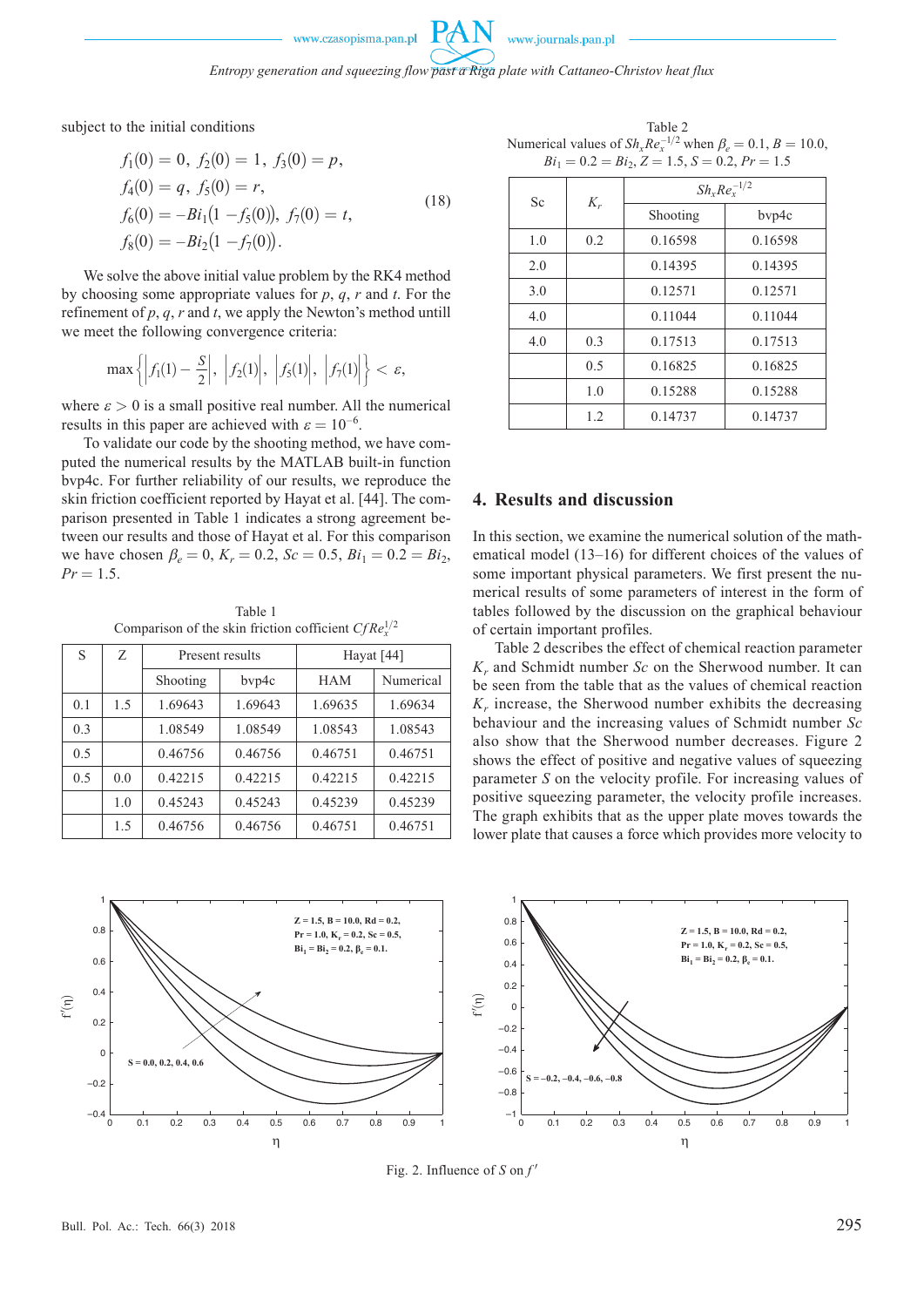subject to the initial conditions

$$
\begin{aligned}
&f_1(0) = 0,\ f_2(0) = 1,\ f_3(0) = p, \\
&f_4(0) = q,\ f_5(0) = r, \\
&f_6(0) = -Bi_1\big(1 - f_5(0)\big),\ f_7(0) = t, \\
&f_8(0) = -Bi_2\big(1 - f_7(0)\big).
\end{aligned}
\tag{18}
$$

We solve the above initial value problem by the RK4 method by choosing some appropriate values for $p$, $q$, $r$ and $t$. For the refinement of $p$, $q$, $r$ and $t$, we apply the Newton's method untill we meet the following convergence criteria:

$$\max\left\{\left|f_1(1) - \frac{S}{2}\right|,\ \left|f_2(1)\right|,\ \left|f_5(1)\right|,\ \left|f_7(1)\right|\right\} < \varepsilon,$$

where $\varepsilon > 0$ is a small positive real number. All the numerical results in this paper are achieved with $\varepsilon = 10^{-6}$.

To validate our code by the shooting method, we have computed the numerical results by the MATLAB built-in function bvp4c. For further reliability of our results, we reproduce the skin friction coefficient reported by Hayat et al. [44]. The comparison presented in Table 1 indicates a strong agreement between our results and those of Hayat et al. For this comparison we have chosen $\beta_e = 0$, $K_r = 0.2$, $Sc = 0.5$, $Bi_1 = 0.2 = Bi_2$, $Pr = 1.5$.

Table 1
Comparison of the skin friction coefficient $CfRe_x^{1/2}$

| S | Z | Present results | | Hayat [44] | |
|---|---|---|---|---|---|
| | | Shooting | bvp4c | HAM | Numerical |
| 0.1 | 1.5 | 1.69643 | 1.69643 | 1.69635 | 1.69634 |
| 0.3 | | 1.08549 | 1.08549 | 1.08543 | 1.08543 |
| 0.5 | | 0.46756 | 0.46756 | 0.46751 | 0.46751 |
| 0.5 | 0.0 | 0.42215 | 0.42215 | 0.42215 | 0.42215 |
| | 1.0 | 0.45243 | 0.45243 | 0.45239 | 0.45239 |
| | 1.5 | 0.46756 | 0.46756 | 0.46751 | 0.46751 |

Table 2
Numerical values of $Sh_xRe_x^{-1/2}$ when $\beta_e = 0.1$, $B = 10.0$, $Bi_1 = 0.2 = Bi_2$, $Z = 1.5$, $S = 0.2$, $Pr = 1.5$

| Sc | $K_r$ | $Sh_xRe_x^{-1/2}$ | |
|---|---|---|---|
| | | Shooting | bvp4c |
| 1.0 | 0.2 | 0.16598 | 0.16598 |
| 2.0 | | 0.14395 | 0.14395 |
| 3.0 | | 0.12571 | 0.12571 |
| 4.0 | | 0.11044 | 0.11044 |
| 4.0 | 0.3 | 0.17513 | 0.17513 |
| | 0.5 | 0.16825 | 0.16825 |
| | 1.0 | 0.15288 | 0.15288 |
| | 1.2 | 0.14737 | 0.14737 |

## 4. Results and discussion

In this section, we examine the numerical solution of the mathematical model (13–16) for different choices of the values of some important physical parameters. We first present the numerical results of some parameters of interest in the form of tables followed by the discussion on the graphical behaviour of certain important profiles.

Table 2 describes the effect of chemical reaction parameter $K_r$ and Schmidt number $Sc$ on the Sherwood number. It can be seen from the table that as the values of chemical reaction $K_r$ increase, the Sherwood number exhibits the decreasing behaviour and the increasing values of Schmidt number $Sc$ also show that the Sherwood number decreases. Figure 2 shows the effect of positive and negative values of squeezing parameter $S$ on the velocity profile. For increasing values of positive squeezing parameter, the velocity profile increases. The graph exhibits that as the upper plate moves towards the lower plate that causes a force which provides more velocity to

Fig. 2. Influence of $S$ on $f'$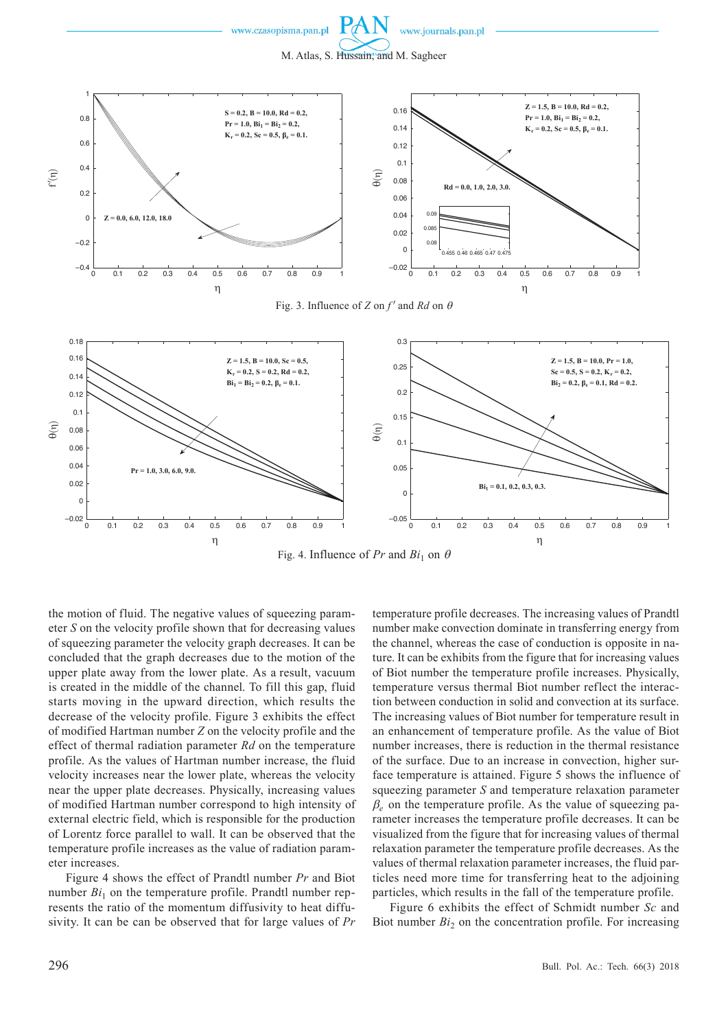Fig. 3. Influence of $Z$ on $f'$ and $Rd$ on $\theta$

Fig. 4. Influence of $Pr$ and $Bi_1$ on $\theta$

the motion of fluid. The negative values of squeezing parameter $S$ on the velocity profile shown that for decreasing values of squeezing parameter the velocity graph decreases. It can be concluded that the graph decreases due to the motion of the upper plate away from the lower plate. As a result, vacuum is created in the middle of the channel. To fill this gap, fluid starts moving in the upward direction, which results the decrease of the velocity profile. Figure 3 exhibits the effect of modified Hartman number $Z$ on the velocity profile and the effect of thermal radiation parameter $Rd$ on the temperature profile. As the values of Hartman number increase, the fluid velocity increases near the lower plate, whereas the velocity near the upper plate decreases. Physically, increasing values of modified Hartman number correspond to high intensity of external electric field, which is responsible for the production of Lorentz force parallel to wall. It can be observed that the temperature profile increases as the value of radiation parameter increases.

Figure 4 shows the effect of Prandtl number $Pr$ and Biot number $Bi_1$ on the temperature profile. Prandtl number represents the ratio of the momentum diffusivity to heat diffusivity. It can be can be observed that for large values of $Pr$ temperature profile decreases. The increasing values of Prandtl number make convection dominate in transferring energy from the channel, whereas the case of conduction is opposite in nature. It can be exhibits from the figure that for increasing values of Biot number the temperature profile increases. Physically, temperature versus thermal Biot number reflect the interaction between conduction in solid and convection at its surface. The increasing values of Biot number for temperature result in an enhancement of temperature profile. As the value of Biot number increases, there is reduction in the thermal resistance of the surface. Due to an increase in convection, higher surface temperature is attained. Figure 5 shows the influence of squeezing parameter $S$ and temperature relaxation parameter $\beta_e$ on the temperature profile. As the value of squeezing parameter increases the temperature profile decreases. It can be visualized from the figure that for increasing values of thermal relaxation parameter the temperature profile decreases. As the values of thermal relaxation parameter increases, the fluid particles need more time for transferring heat to the adjoining particles, which results in the fall of the temperature profile.

Figure 6 exhibits the effect of Schmidt number $Sc$ and Biot number $Bi_2$ on the concentration profile. For increasing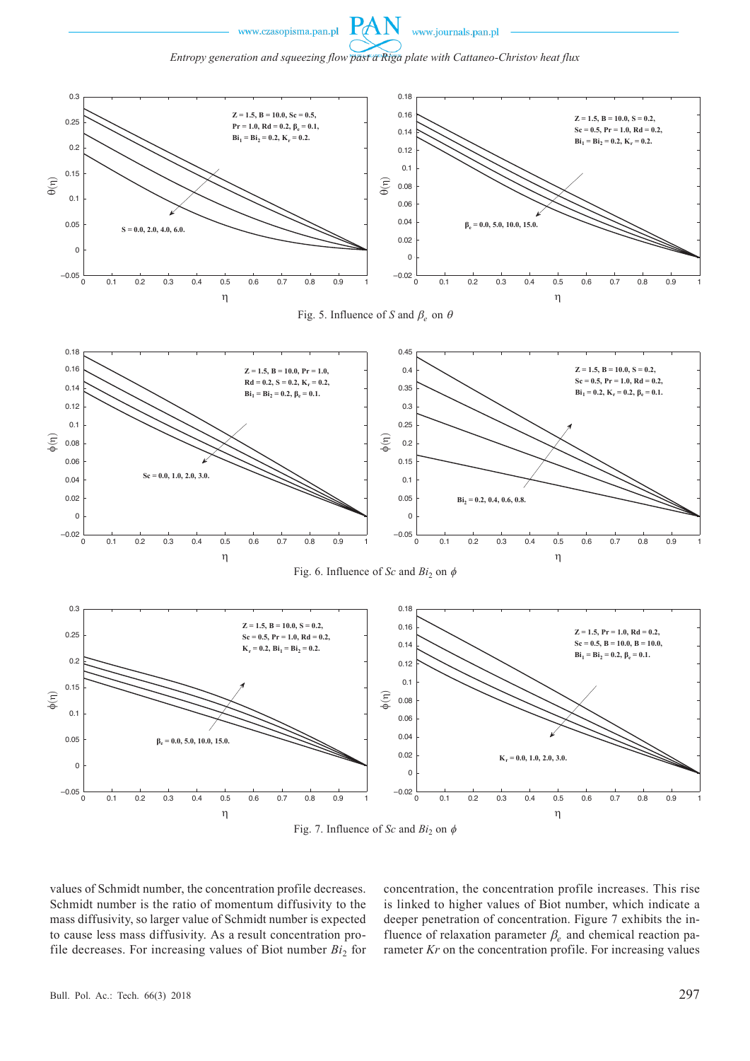Fig. 5. Influence of $S$ and $\beta_e$ on $\theta$

Fig. 6. Influence of $Sc$ and $Bi_2$ on $\phi$

Fig. 7. Influence of $Sc$ and $Bi_2$ on $\phi$

values of Schmidt number, the concentration profile decreases. Schmidt number is the ratio of momentum diffusivity to the mass diffusivity, so larger value of Schmidt number is expected to cause less mass diffusivity. As a result concentration profile decreases. For increasing values of Biot number $Bi_2$ for concentration, the concentration profile increases. This rise is linked to higher values of Biot number, which indicate a deeper penetration of concentration. Figure 7 exhibits the influence of relaxation parameter $\beta_e$ and chemical reaction parameter $Kr$ on the concentration profile. For increasing values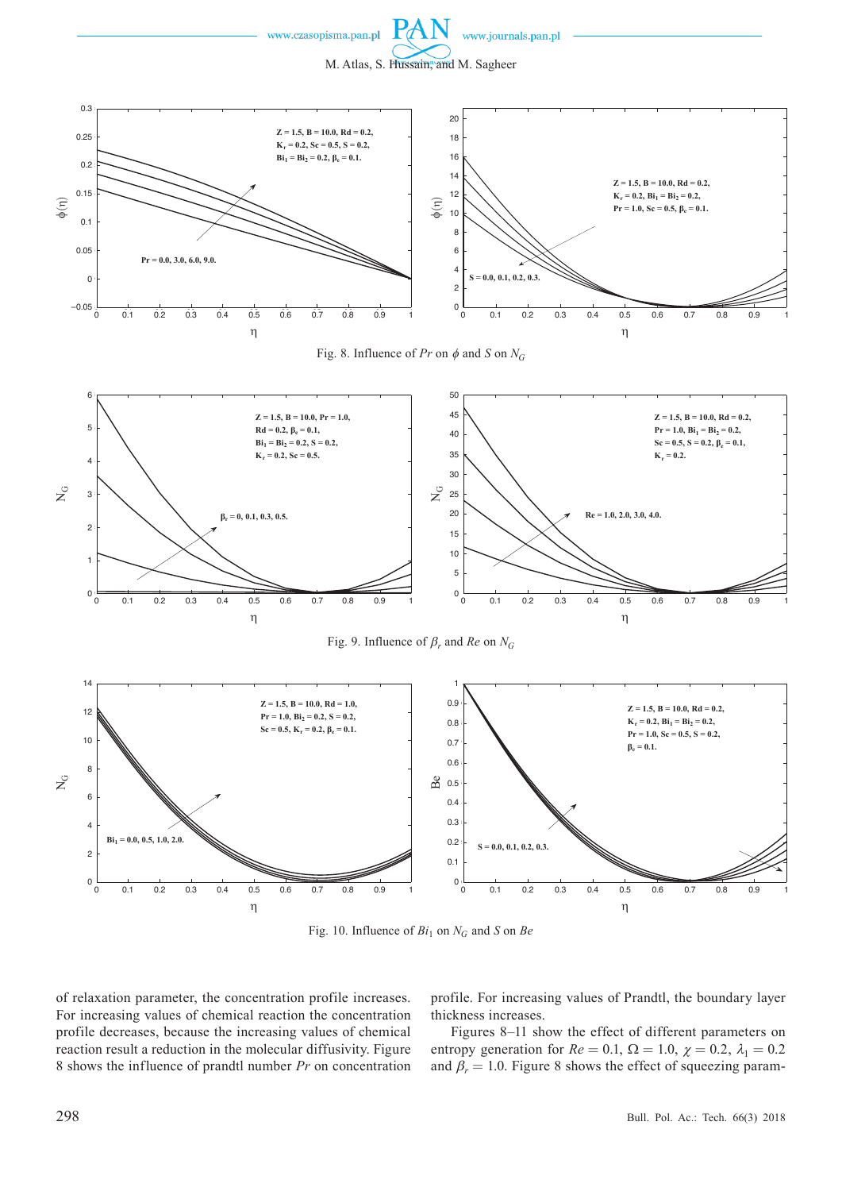Fig. 8. Influence of $Pr$ on $\phi$ and $S$ on $N_G$

Fig. 9. Influence of $\beta_r$ and $Re$ on $N_G$

Fig. 10. Influence of $Bi_1$ on $N_G$ and $S$ on $Be$

of relaxation parameter, the concentration profile increases. For increasing values of chemical reaction the concentration profile decreases, because the increasing values of chemical reaction result a reduction in the molecular diffusivity. Figure 8 shows the influence of prandtl number $Pr$ on concentration profile. For increasing values of Prandtl, the boundary layer thickness increases.

Figures 8–11 show the effect of different parameters on entropy generation for $Re = 0.1$, $\Omega = 1.0$, $\chi = 0.2$, $\lambda_1 = 0.2$ and $\beta_r = 1.0$. Figure 8 shows the effect of squeezing param-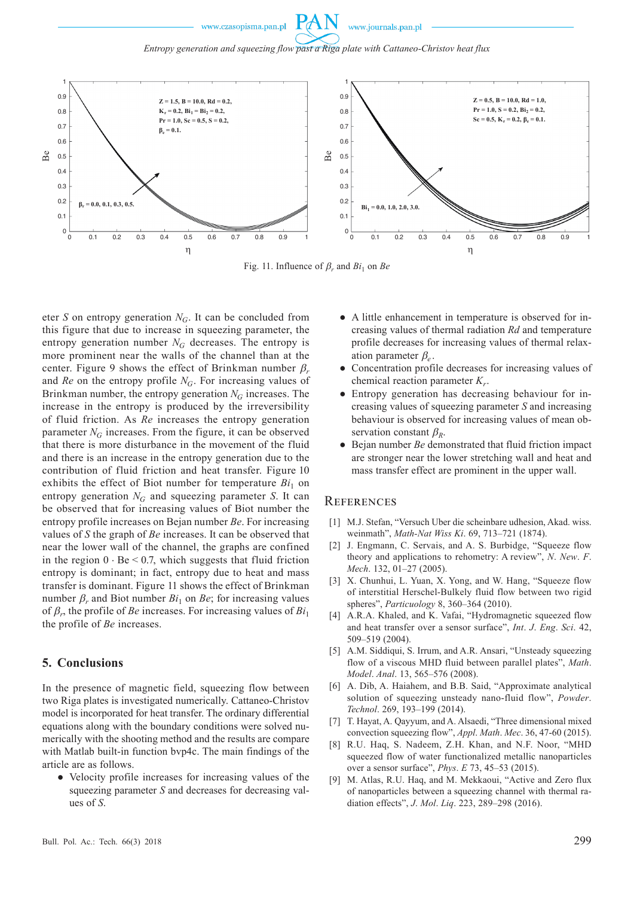Fig. 11. Influence of $\beta_r$ and $Bi_1$ on $Be$

eter $S$ on entropy generation $N_G$. It can be concluded from this figure that due to increase in squeezing parameter, the entropy generation number $N_G$ decreases. The entropy is more prominent near the walls of the channel than at the center. Figure 9 shows the effect of Brinkman number $\beta_r$ and $Re$ on the entropy profile $N_G$. For increasing values of Brinkman number, the entropy generation $N_G$ increases. The increase in the entropy is produced by the irreversibility of fluid friction. As $Re$ increases the entropy generation parameter $N_G$ increases. From the figure, it can be observed that there is more disturbance in the movement of the fluid and there is an increase in the entropy generation due to the contribution of fluid friction and heat transfer. Figure 10 exhibits the effect of Biot number for temperature $Bi_1$ on entropy generation $N_G$ and squeezing parameter $S$. It can be observed that for increasing values of Biot number the entropy profile increases on Bejan number $Be$. For increasing values of $S$ the graph of $Be$ increases. It can be observed that near the lower wall of the channel, the graphs are confined in the region $0 \cdot \text{Be} < 0.7$, which suggests that fluid friction entropy is dominant; in fact, entropy due to heat and mass transfer is dominant. Figure 11 shows the effect of Brinkman number $\beta_r$ and Biot number $Bi_1$ on $Be$; for increasing values of $\beta_r$, the profile of $Be$ increases. For increasing values of $Bi_1$ the profile of $Be$ increases.

## 5. Conclusions

In the presence of magnetic field, squeezing flow between two Riga plates is investigated numerically. Cattaneo-Christov model is incorporated for heat transfer. The ordinary differential equations along with the boundary conditions were solved numerically with the shooting method and the results are compare with Matlab built-in function bvp4c. The main findings of the article are as follows.

- Velocity profile increases for increasing values of the squeezing parameter $S$ and decreases for decreasing values of $S$.
- A little enhancement in temperature is observed for increasing values of thermal radiation $Rd$ and temperature profile decreases for increasing values of thermal relaxation parameter $\beta_e$.
- Concentration profile decreases for increasing values of chemical reaction parameter $K_r$.
- Entropy generation has decreasing behaviour for increasing values of squeezing parameter $S$ and increasing behaviour is observed for increasing values of mean observation constant $\beta_R$.
- Bejan number $Be$ demonstrated that fluid friction impact are stronger near the lower stretching wall and heat and mass transfer effect are prominent in the upper wall.

## References

[1] M.J. Stefan, "Versuch Uber die scheinbare udhesion, Akad. wiss. weinmath", *Math-Nat Wiss Ki*. 69, 713–721 (1874).

[2] J. Engmann, C. Servais, and A. S. Burbidge, "Squeeze flow theory and applications to rehometry: A review", *N. New. F. Mech*. 132, 01–27 (2005).

[3] X. Chunhui, L. Yuan, X. Yong, and W. Hang, "Squeeze flow of interstitial Herschel-Bulkely fluid flow between two rigid spheres", *Particuology* 8, 360–364 (2010).

[4] A.R.A. Khaled, and K. Vafai, "Hydromagnetic squeezed flow and heat transfer over a sensor surface", *Int. J. Eng. Sci*. 42, 509–519 (2004).

[5] A.M. Siddiqui, S. Irrum, and A.R. Ansari, "Unsteady squeezing flow of a viscous MHD fluid between parallel plates", *Math. Model. Anal*. 13, 565–576 (2008).

[6] A. Dib, A. Haiahem, and B.B. Said, "Approximate analytical solution of squeezing unsteady nano-fluid flow", *Powder. Technol*. 269, 193–199 (2014).

[7] T. Hayat, A. Qayyum, and A. Alsaedi, "Three dimensional mixed convection squeezing flow", *Appl. Math. Mec*. 36, 47-60 (2015).

[8] R.U. Haq, S. Nadeem, Z.H. Khan, and N.F. Noor, "MHD squeezed flow of water functionalized metallic nanoparticles over a sensor surface", *Phys. E* 73, 45–53 (2015).

[9] M. Atlas, R.U. Haq, and M. Mekkaoui, "Active and Zero flux of nanoparticles between a squeezing channel with thermal radiation effects", *J. Mol. Liq*. 223, 289–298 (2016).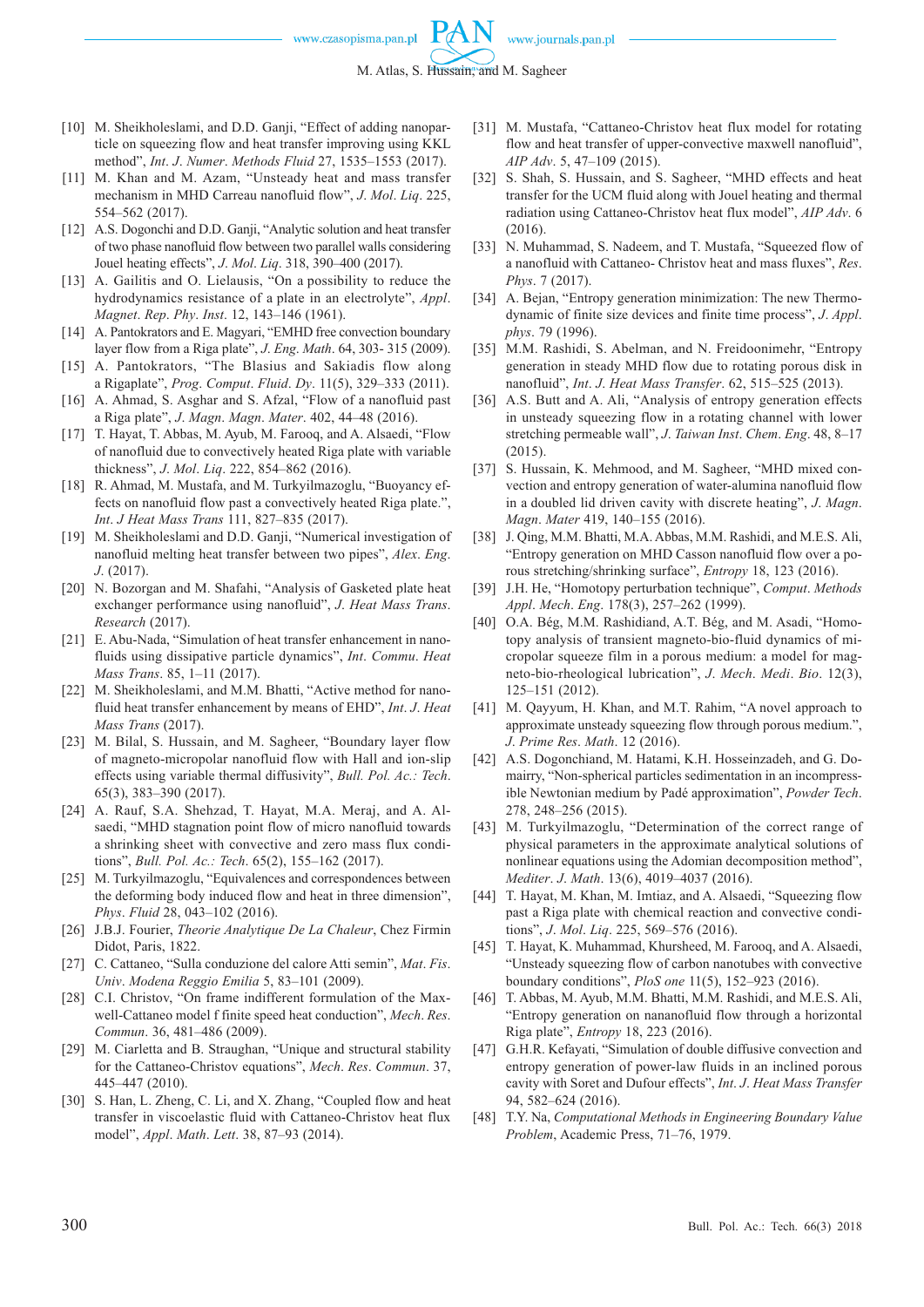[10] M. Sheikholeslami, and D.D. Ganji, "Effect of adding nanoparticle on squeezing flow and heat transfer improving using KKL method", *Int. J. Numer. Methods Fluid* 27, 1535–1553 (2017).

[11] M. Khan and M. Azam, "Unsteady heat and mass transfer mechanism in MHD Carreau nanofluid flow", *J. Mol. Liq.* 225, 554–562 (2017).

[12] A.S. Dogonchi and D.D. Ganji, "Analytic solution and heat transfer of two phase nanofluid flow between two parallel walls considering Jouel heating effects", *J. Mol. Liq.* 318, 390–400 (2017).

[13] A. Gailitis and O. Lielausis, "On a possibility to reduce the hydrodynamics resistance of a plate in an electrolyte", *Appl. Magnet. Rep. Phy. Inst.* 12, 143–146 (1961).

[14] A. Pantokrators and E. Magyari, "EMHD free convection boundary layer flow from a Riga plate", *J. Eng. Math.* 64, 303- 315 (2009).

[15] A. Pantokrators, "The Blasius and Sakiadis flow along a Rigaplate", *Prog. Comput. Fluid. Dy.* 11(5), 329–333 (2011).

[16] A. Ahmad, S. Asghar and S. Afzal, "Flow of a nanofluid past a Riga plate", *J. Magn. Magn. Mater.* 402, 44–48 (2016).

[17] T. Hayat, T. Abbas, M. Ayub, M. Farooq, and A. Alsaedi, "Flow of nanofluid due to convectively heated Riga plate with variable thickness", *J. Mol. Liq.* 222, 854–862 (2016).

[18] R. Ahmad, M. Mustafa, and M. Turkyilmazoglu, "Buoyancy effects on nanofluid flow past a convectively heated Riga plate.", *Int. J Heat Mass Trans* 111, 827–835 (2017).

[19] M. Sheikholeslami and D.D. Ganji, "Numerical investigation of nanofluid melting heat transfer between two pipes", *Alex. Eng. J.* (2017).

[20] N. Bozorgan and M. Shafahi, "Analysis of Gasketed plate heat exchanger performance using nanofluid", *J. Heat Mass Trans. Research* (2017).

[21] E. Abu-Nada, "Simulation of heat transfer enhancement in nanofluids using dissipative particle dynamics", *Int. Commu. Heat Mass Trans.* 85, 1–11 (2017).

[22] M. Sheikholeslami, and M.M. Bhatti, "Active method for nanofluid heat transfer enhancement by means of EHD", *Int. J. Heat Mass Trans* (2017).

[23] M. Bilal, S. Hussain, and M. Sagheer, "Boundary layer flow of magneto-micropolar nanofluid flow with Hall and ion-slip effects using variable thermal diffusivity", *Bull. Pol. Ac.: Tech.* 65(3), 383–390 (2017).

[24] A. Rauf, S.A. Shehzad, T. Hayat, M.A. Meraj, and A. Alsaedi, "MHD stagnation point flow of micro nanofluid towards a shrinking sheet with convective and zero mass flux conditions", *Bull. Pol. Ac.: Tech.* 65(2), 155–162 (2017).

[25] M. Turkyilmazoglu, "Equivalences and correspondences between the deforming body induced flow and heat in three dimension", *Phys. Fluid* 28, 043–102 (2016).

[26] J.B.J. Fourier, *Theorie Analytique De La Chaleur*, Chez Firmin Didot, Paris, 1822.

[27] C. Cattaneo, "Sulla conduzione del calore Atti semin", *Mat. Fis. Univ. Modena Reggio Emilia* 5, 83–101 (2009).

[28] C.I. Christov, "On frame indifferent formulation of the Maxwell-Cattaneo model f finite speed heat conduction", *Mech. Res. Commun.* 36, 481–486 (2009).

[29] M. Ciarletta and B. Straughan, "Unique and structural stability for the Cattaneo-Christov equations", *Mech. Res. Commun.* 37, 445–447 (2010).

[30] S. Han, L. Zheng, C. Li, and X. Zhang, "Coupled flow and heat transfer in viscoelastic fluid with Cattaneo-Christov heat flux model", *Appl. Math. Lett.* 38, 87–93 (2014).

[31] M. Mustafa, "Cattaneo-Christov heat flux model for rotating flow and heat transfer of upper-convective maxwell nanofluid", *AIP Adv.* 5, 47–109 (2015).

[32] S. Shah, S. Hussain, and S. Sagheer, "MHD effects and heat transfer for the UCM fluid along with Jouel heating and thermal radiation using Cattaneo-Christov heat flux model", *AIP Adv.* 6 (2016).

[33] N. Muhammad, S. Nadeem, and T. Mustafa, "Squeezed flow of a nanofluid with Cattaneo- Christov heat and mass fluxes", *Res. Phys.* 7 (2017).

[34] A. Bejan, "Entropy generation minimization: The new Thermodynamic of finite size devices and finite time process", *J. Appl. phys.* 79 (1996).

[35] M.M. Rashidi, S. Abelman, and N. Freidoonimehr, "Entropy generation in steady MHD flow due to rotating porous disk in nanofluid", *Int. J. Heat Mass Transfer.* 62, 515–525 (2013).

[36] A.S. Butt and A. Ali, "Analysis of entropy generation effects in unsteady squeezing flow in a rotating channel with lower stretching permeable wall", *J. Taiwan Inst. Chem. Eng.* 48, 8–17 (2015).

[37] S. Hussain, K. Mehmood, and M. Sagheer, "MHD mixed convection and entropy generation of water-alumina nanofluid flow in a doubled lid driven cavity with discrete heating", *J. Magn. Magn. Mater* 419, 140–155 (2016).

[38] J. Qing, M.M. Bhatti, M.A. Abbas, M.M. Rashidi, and M.E.S. Ali, "Entropy generation on MHD Casson nanofluid flow over a porous stretching/shrinking surface", *Entropy* 18, 123 (2016).

[39] J.H. He, "Homotopy perturbation technique", *Comput. Methods Appl. Mech. Eng.* 178(3), 257–262 (1999).

[40] O.A. Bég, M.M. Rashidiand, A.T. Bég, and M. Asadi, "Homotopy analysis of transient magneto-bio-fluid dynamics of micropolar squeeze film in a porous medium: a model for magneto-bio-rheological lubrication", *J. Mech. Medi. Bio.* 12(3), 125–151 (2012).

[41] M. Qayyum, H. Khan, and M.T. Rahim, "A novel approach to approximate unsteady squeezing flow through porous medium.", *J. Prime Res. Math.* 12 (2016).

[42] A.S. Dogonchiand, M. Hatami, K.H. Hosseinzadeh, and G. Domairy, "Non-spherical particles sedimentation in an incompressible Newtonian medium by Padé approximation", *Powder Tech.* 278, 248–256 (2015).

[43] M. Turkyilmazoglu, "Determination of the correct range of physical parameters in the approximate analytical solutions of nonlinear equations using the Adomian decomposition method", *Mediter. J. Math.* 13(6), 4019–4037 (2016).

[44] T. Hayat, M. Khan, M. Imtiaz, and A. Alsaedi, "Squeezing flow past a Riga plate with chemical reaction and convective conditions", *J. Mol. Liq.* 225, 569–576 (2016).

[45] T. Hayat, K. Muhammad, Khursheed, M. Farooq, and A. Alsaedi, "Unsteady squeezing flow of carbon nanotubes with convective boundary conditions", *PloS one* 11(5), 152–923 (2016).

[46] T. Abbas, M. Ayub, M.M. Bhatti, M.M. Rashidi, and M.E.S. Ali, "Entropy generation on nananofluid flow through a horizontal Riga plate", *Entropy* 18, 223 (2016).

[47] G.H.R. Kefayati, "Simulation of double diffusive convection and entropy generation of power-law fluids in an inclined porous cavity with Soret and Dufour effects", *Int. J. Heat Mass Transfer* 94, 582–624 (2016).

[48] T.Y. Na, *Computational Methods in Engineering Boundary Value Problem*, Academic Press, 71–76, 1979.